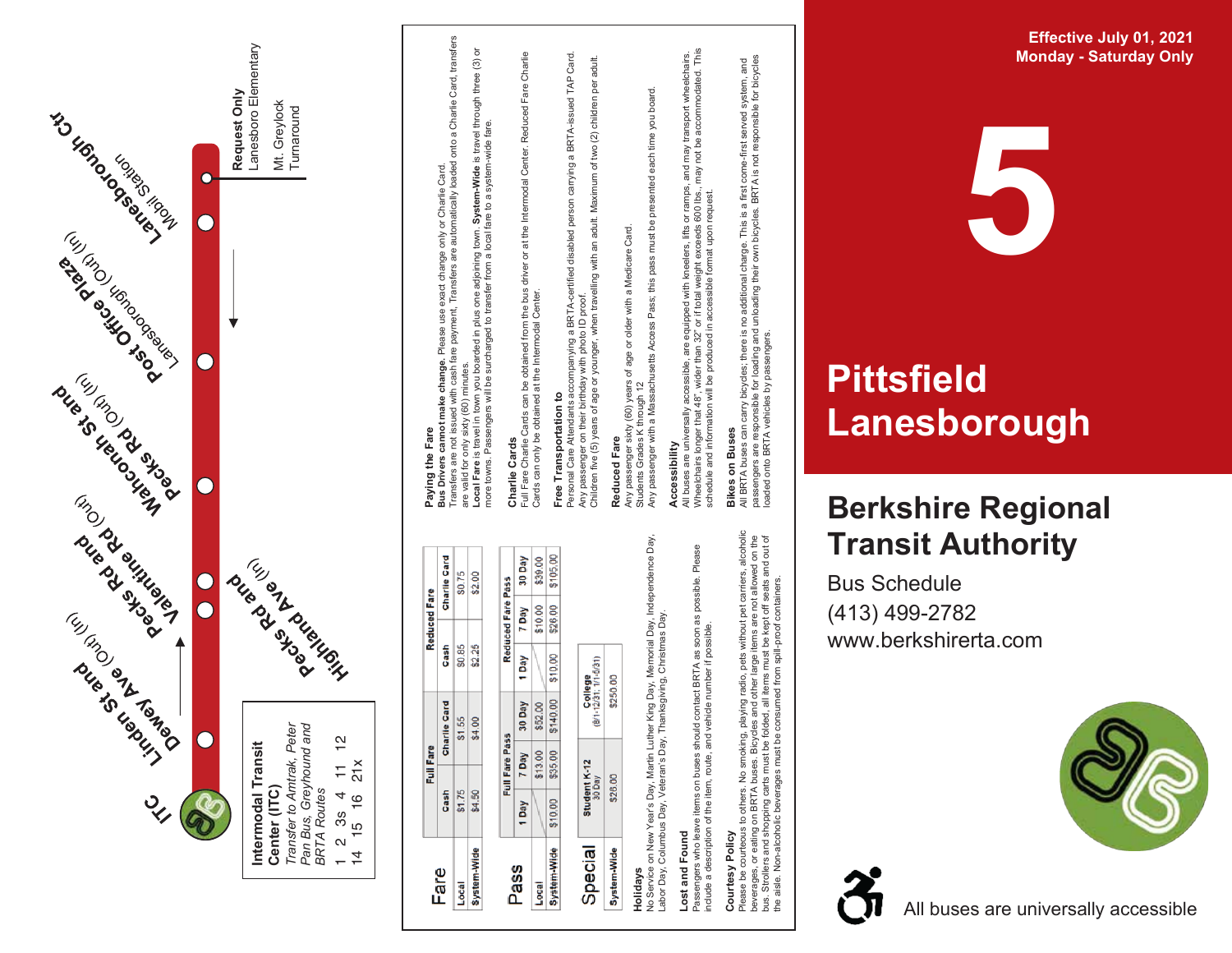Effective July 01, 2021
Monday - Saturday Only

# 5

## Pittsfield Lanesborough

## Berkshire Regional Transit Authority

Bus Schedule
(413) 499-2782
www.berkshirerta.com

All buses are universally accessible

---

**ITC**

**Linden St and Dewey Ave** (Out) (In)

**Pecks Rd and Valentine Rd** (Out)

**Pecks Rd and Highland Ave** (In)

**Wahconah St and Pecks Rd** (Out) (In)

**Post Office Plaza** Lanesborough (Out) (In)

**Lanesborough Ctr** Mobil Station

**Request Only**
Lanesboro Elementary
Mt. Greylock Turnaround

**Intermodal Transit Center (ITC)**
*Transfer to Amtrak, Peter Pan Bus, Greyhound and BRTA Routes*
1 2 3s 4 11 12
14 15 16 21x

---

## Fare

| | Full Fare | | Reduced Fare | |
|---|---|---|---|---|
| | Cash | Charlie Card | Cash | Charlie Card |
| Local | $1.75 | $1.55 | $0.85 | $0.75 |
| System-Wide | $4.50 | $4.00 | $2.25 | $2.00 |

## Pass

| | Full Fare Pass | | | Reduced Fare Pass | | |
|---|---|---|---|---|---|---|
| | 1 Day | 7 Day | 30 Day | 1 Day | 7 Day | 30 Day |
| Local | | $13.00 | $52.00 | | $10.00 | $39.00 |
| System-Wide | $10.00 | $35.00 | $140.00 | $10.00 | $26.00 | $105.00 |

## Special

| | Student K-12 30 Day | College (8/1-12/31; 1/1-5/31) |
|---|---|---|
| System-Wide | $28.00 | $250.00 |

### Holidays
No Service on New Year's Day, Martin Luther King Day, Memorial Day, Independence Day, Labor Day, Columbus Day, Veteran's Day, Thanksgiving, Christmas Day.

### Lost and Found
Passengers who leave items on buses should contact BRTA as soon as possible. Please include a description of the item, route, and vehicle number if possible.

### Courtesy Policy
Please be courteous to others. No smoking, playing radio, pets without pet carriers, alcoholic beverages, or eating on BRTA buses. Bicycles and other large items are not allowed on the bus. Strollers and shopping carts must be folded, all items must be kept off seats and out of the aisle. Non-alcoholic beverages must be consumed from spill-proof containers.

### Paying the Fare
**Bus Drivers cannot make change.** Please use exact change only or Charlie Card. Transfers are not issued with cash fare payment. Transfers are automatically loaded onto a Charlie Card, transfers are valid for only sixty (60) minutes.
**Local Fare** is travel in town you boarded in plus one adjoining town. **System-Wide** is travel through three (3) or more towns. Passengers will be surcharged to transfer from a local fare to a system-wide fare.

### Charlie Cards
Full Fare Charlie Cards can be obtained from the bus driver or at the Intermodal Center. Reduced Fare Charlie Cards can only be obtained at the Intermodal Center.

### Free Transportation to
Personal Care Attendants accompanying a BRTA-certified disabled person carrying a BRTA-issued TAP Card.
Any passenger on their birthday with photo ID proof.
Children five (5) years of age or younger, when travelling with an adult. Maximum of two (2) children per adult.

### Reduced Fare
Any passenger sixty (60) years of age or older with a Medicare Card.
Students Grades K through 12
Any passenger with a Massachusetts Access Pass; this pass must be presented each time you board.

### Accessibility
All buses are universally accessible, are equipped with kneelers, lifts or ramps, and may transport wheelchairs. Wheelchairs longer than 48", wider than 32" or if total weight exceeds 600 lbs., may not be accommodated. This schedule and information will be produced in accessible format upon request.

### Bikes on Buses
All BRTA buses can carry bicycles; there is no additional charge. This is a first come-first served system, and passengers are responsible for loading and unloading their own bicycles. BRTA is not responsible for bicycles loaded onto BRTA vehicles by passengers.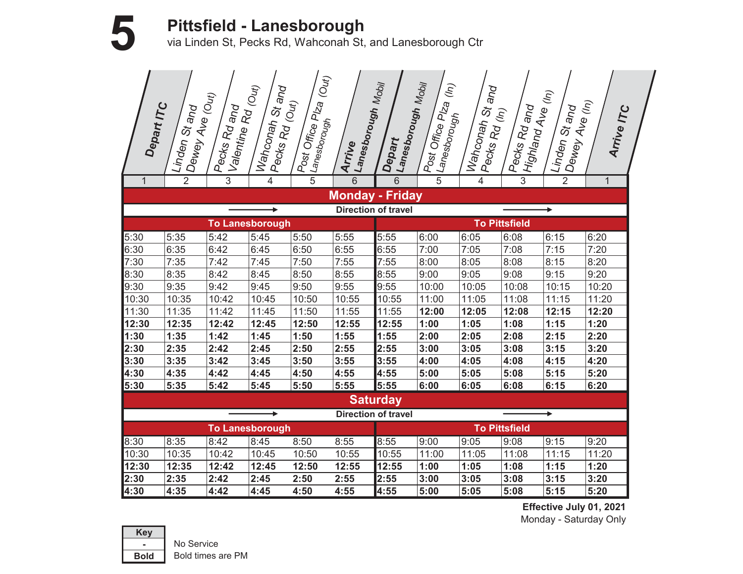# 5 Pittsfield - Lanesborough

via Linden St, Pecks Rd, Wahconah St, and Lanesborough Ctr

| Depart ITC | Linden St and Dewey Ave (Out) | Pecks Rd and Valentine Rd (Out) | Wahconah St and Pecks Rd (Out) | Post Office Plza (Out) Lanesborough | Arrive Lanesborough Mobil | Depart Lanesborough Mobil | Post Office Plza (In) Lanesborough | Wahconah St and Pecks Rd (In) | Pecks Rd and Highland Ave (In) | Linden St and Dewey Ave (In) | Arrive ITC |
|---|---|---|---|---|---|---|---|---|---|---|---|
| 1 | 2 | 3 | 4 | 5 | 6 | 6 | 5 | 4 | 3 | 2 | 1 |
| **Monday - Friday** | | | | | | | | | | | |
| Direction of travel → | | | | | | Direction of travel → | | | | | |
| **To Lanesborough** | | | | | | **To Pittsfield** | | | | | |
| 5:30 | 5:35 | 5:42 | 5:45 | 5:50 | 5:55 | 5:55 | 6:00 | 6:05 | 6:08 | 6:15 | 6:20 |
| 6:30 | 6:35 | 6:42 | 6:45 | 6:50 | 6:55 | 6:55 | 7:00 | 7:05 | 7:08 | 7:15 | 7:20 |
| 7:30 | 7:35 | 7:42 | 7:45 | 7:50 | 7:55 | 7:55 | 8:00 | 8:05 | 8:08 | 8:15 | 8:20 |
| 8:30 | 8:35 | 8:42 | 8:45 | 8:50 | 8:55 | 8:55 | 9:00 | 9:05 | 9:08 | 9:15 | 9:20 |
| 9:30 | 9:35 | 9:42 | 9:45 | 9:50 | 9:55 | 9:55 | 10:00 | 10:05 | 10:08 | 10:15 | 10:20 |
| 10:30 | 10:35 | 10:42 | 10:45 | 10:50 | 10:55 | 10:55 | 11:00 | 11:05 | 11:08 | 11:15 | 11:20 |
| 11:30 | 11:35 | 11:42 | 11:45 | 11:50 | 11:55 | 11:55 | **12:00** | **12:05** | **12:08** | **12:15** | **12:20** |
| **12:30** | **12:35** | **12:42** | **12:45** | **12:50** | **12:55** | **12:55** | **1:00** | **1:05** | **1:08** | **1:15** | **1:20** |
| **1:30** | **1:35** | **1:42** | **1:45** | **1:50** | **1:55** | **1:55** | **2:00** | **2:05** | **2:08** | **2:15** | **2:20** |
| **2:30** | **2:35** | **2:42** | **2:45** | **2:50** | **2:55** | **2:55** | **3:00** | **3:05** | **3:08** | **3:15** | **3:20** |
| **3:30** | **3:35** | **3:42** | **3:45** | **3:50** | **3:55** | **3:55** | **4:00** | **4:05** | **4:08** | **4:15** | **4:20** |
| **4:30** | **4:35** | **4:42** | **4:45** | **4:50** | **4:55** | **4:55** | **5:00** | **5:05** | **5:08** | **5:15** | **5:20** |
| **5:30** | **5:35** | **5:42** | **5:45** | **5:50** | **5:55** | **5:55** | **6:00** | **6:05** | **6:08** | **6:15** | **6:20** |
| **Saturday** | | | | | | | | | | | |
| Direction of travel → | | | | | | Direction of travel → | | | | | |
| **To Lanesborough** | | | | | | **To Pittsfield** | | | | | |
| 8:30 | 8:35 | 8:42 | 8:45 | 8:50 | 8:55 | 8:55 | 9:00 | 9:05 | 9:08 | 9:15 | 9:20 |
| 10:30 | 10:35 | 10:42 | 10:45 | 10:50 | 10:55 | 10:55 | 11:00 | 11:05 | 11:08 | 11:15 | 11:20 |
| **12:30** | **12:35** | **12:42** | **12:45** | **12:50** | **12:55** | **12:55** | **1:00** | **1:05** | **1:08** | **1:15** | **1:20** |
| **2:30** | **2:35** | **2:42** | **2:45** | **2:50** | **2:55** | **2:55** | **3:00** | **3:05** | **3:08** | **3:15** | **3:20** |
| **4:30** | **4:35** | **4:42** | **4:45** | **4:50** | **4:55** | **4:55** | **5:00** | **5:05** | **5:08** | **5:15** | **5:20** |

**Effective July 01, 2021**

Monday - Saturday Only

| Key | |
|---|---|
| - | No Service |
| **Bold** | Bold times are PM |